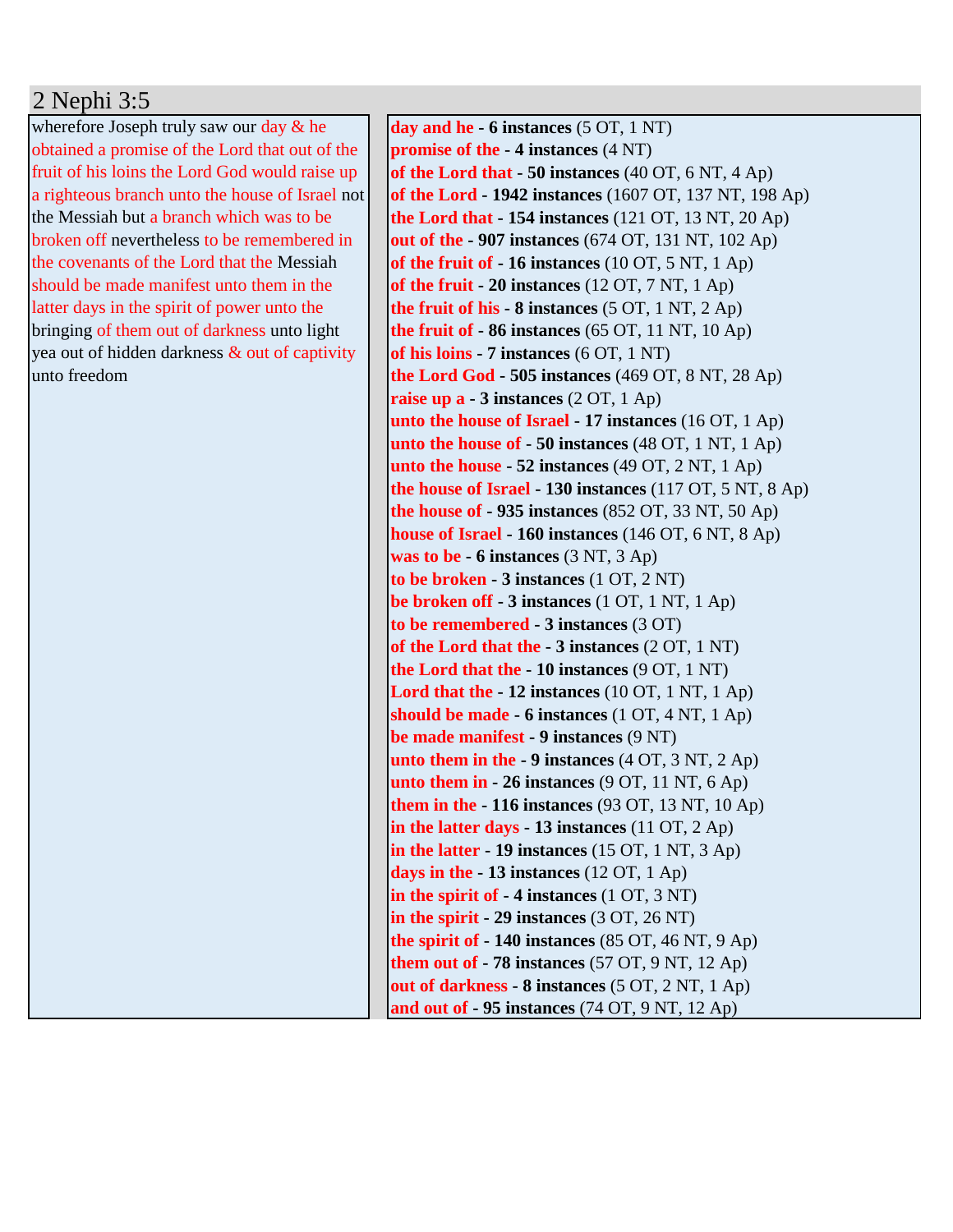# 2 Nephi 3:5

| | |
|---|---|
| wherefore Joseph truly saw our day & he obtained a promise of the Lord that out of the fruit of his loins the Lord God would raise up a righteous branch unto the house of Israel not the Messiah but a branch which was to be broken off nevertheless to be remembered in the covenants of the Lord that the Messiah should be made manifest unto them in the latter days in the spirit of power unto the bringing of them out of darkness unto light yea out of hidden darkness & out of captivity unto freedom | **day and he - 6 instances** (5 OT, 1 NT)<br>**promise of the - 4 instances** (4 NT)<br>**of the Lord that - 50 instances** (40 OT, 6 NT, 4 Ap)<br>**of the Lord - 1942 instances** (1607 OT, 137 NT, 198 Ap)<br>**the Lord that - 154 instances** (121 OT, 13 NT, 20 Ap)<br>**out of the - 907 instances** (674 OT, 131 NT, 102 Ap)<br>**of the fruit of - 16 instances** (10 OT, 5 NT, 1 Ap)<br>**of the fruit - 20 instances** (12 OT, 7 NT, 1 Ap)<br>**the fruit of his - 8 instances** (5 OT, 1 NT, 2 Ap)<br>**the fruit of - 86 instances** (65 OT, 11 NT, 10 Ap)<br>**of his loins - 7 instances** (6 OT, 1 NT)<br>**the Lord God - 505 instances** (469 OT, 8 NT, 28 Ap)<br>**raise up a - 3 instances** (2 OT, 1 Ap)<br>**unto the house of Israel - 17 instances** (16 OT, 1 Ap)<br>**unto the house of - 50 instances** (48 OT, 1 NT, 1 Ap)<br>**unto the house - 52 instances** (49 OT, 2 NT, 1 Ap)<br>**the house of Israel - 130 instances** (117 OT, 5 NT, 8 Ap)<br>**the house of - 935 instances** (852 OT, 33 NT, 50 Ap)<br>**house of Israel - 160 instances** (146 OT, 6 NT, 8 Ap)<br>**was to be - 6 instances** (3 NT, 3 Ap)<br>**to be broken - 3 instances** (1 OT, 2 NT)<br>**be broken off - 3 instances** (1 OT, 1 NT, 1 Ap)<br>**to be remembered - 3 instances** (3 OT)<br>**of the Lord that the - 3 instances** (2 OT, 1 NT)<br>**the Lord that the - 10 instances** (9 OT, 1 NT)<br>**Lord that the - 12 instances** (10 OT, 1 NT, 1 Ap)<br>**should be made - 6 instances** (1 OT, 4 NT, 1 Ap)<br>**be made manifest - 9 instances** (9 NT)<br>**unto them in the - 9 instances** (4 OT, 3 NT, 2 Ap)<br>**unto them in - 26 instances** (9 OT, 11 NT, 6 Ap)<br>**them in the - 116 instances** (93 OT, 13 NT, 10 Ap)<br>**in the latter days - 13 instances** (11 OT, 2 Ap)<br>**in the latter - 19 instances** (15 OT, 1 NT, 3 Ap)<br>**days in the - 13 instances** (12 OT, 1 Ap)<br>**in the spirit of - 4 instances** (1 OT, 3 NT)<br>**in the spirit - 29 instances** (3 OT, 26 NT)<br>**the spirit of - 140 instances** (85 OT, 46 NT, 9 Ap)<br>**them out of - 78 instances** (57 OT, 9 NT, 12 Ap)<br>**out of darkness - 8 instances** (5 OT, 2 NT, 1 Ap)<br>**and out of - 95 instances** (74 OT, 9 NT, 12 Ap) |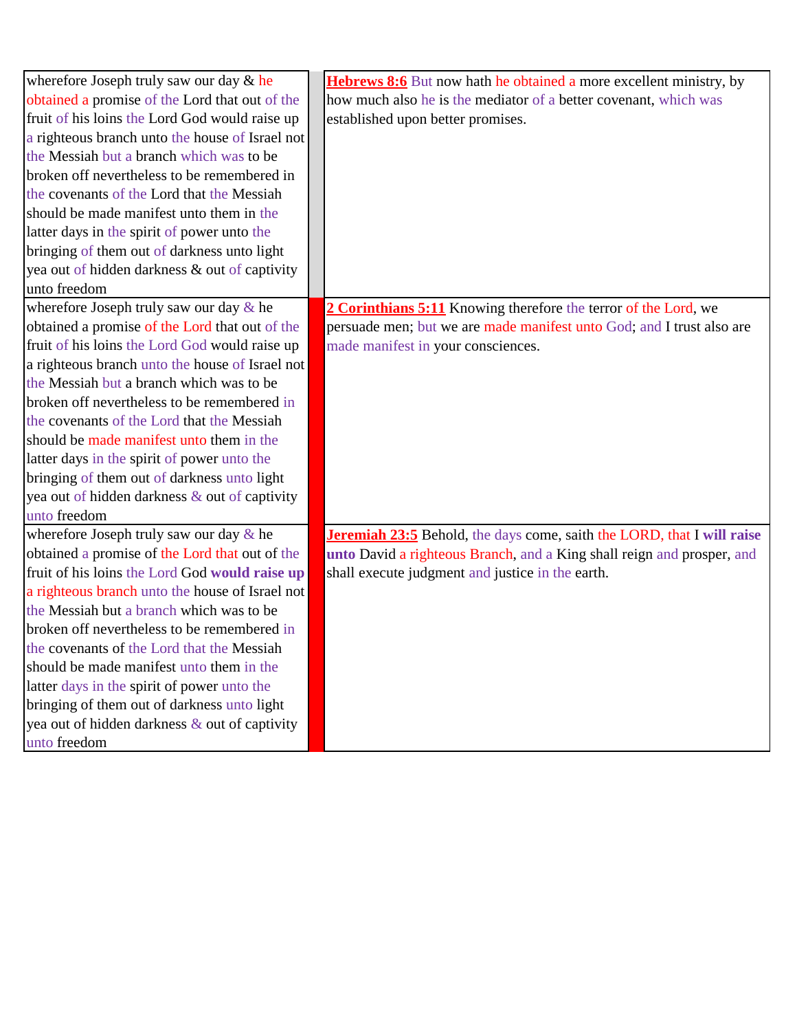| | | |
|---|---|---|
| wherefore Joseph truly saw our day & he obtained a promise of the Lord that out of the fruit of his loins the Lord God would raise up a righteous branch unto the house of Israel not the Messiah but a branch which was to be broken off nevertheless to be remembered in the covenants of the Lord that the Messiah should be made manifest unto them in the latter days in the spirit of power unto the bringing of them out of darkness unto light yea out of hidden darkness & out of captivity unto freedom | | **Hebrews 8:6** But now hath he obtained a more excellent ministry, by how much also he is the mediator of a better covenant, which was established upon better promises. |
| wherefore Joseph truly saw our day & he obtained a promise of the Lord that out of the fruit of his loins the Lord God would raise up a righteous branch unto the house of Israel not the Messiah but a branch which was to be broken off nevertheless to be remembered in the covenants of the Lord that the Messiah should be made manifest unto them in the latter days in the spirit of power unto the bringing of them out of darkness unto light yea out of hidden darkness & out of captivity unto freedom | | **2 Corinthians 5:11** Knowing therefore the terror of the Lord, we persuade men; but we are made manifest unto God; and I trust also are made manifest in your consciences. |
| wherefore Joseph truly saw our day & he obtained a promise of the Lord that out of the fruit of his loins the Lord God **would raise up** a righteous branch unto the house of Israel not the Messiah but a branch which was to be broken off nevertheless to be remembered in the covenants of the Lord that the Messiah should be made manifest unto them in the latter days in the spirit of power unto the bringing of them out of darkness unto light yea out of hidden darkness & out of captivity unto freedom | | **Jeremiah 23:5** Behold, the days come, saith the LORD, that I **will raise unto** David a righteous Branch, and a King shall reign and prosper, and shall execute judgment and justice in the earth. |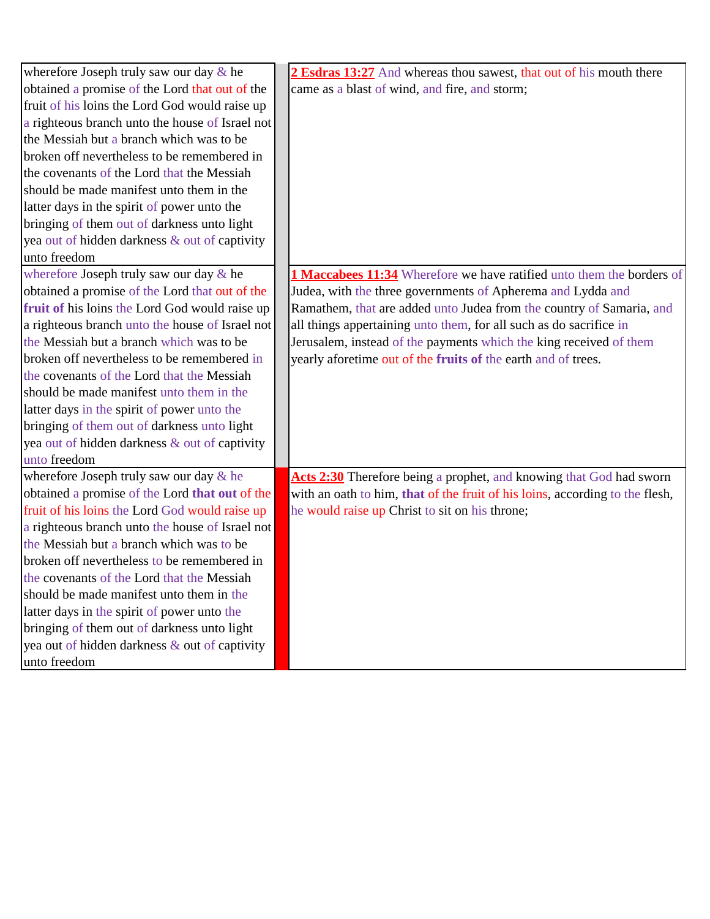| | | |
|---|---|---|
| wherefore Joseph truly saw our day & he obtained a promise of the Lord that out of the fruit of his loins the Lord God would raise up a righteous branch unto the house of Israel not the Messiah but a branch which was to be broken off nevertheless to be remembered in the covenants of the Lord that the Messiah should be made manifest unto them in the latter days in the spirit of power unto the bringing of them out of darkness unto light yea out of hidden darkness & out of captivity unto freedom | | **2 Esdras 13:27** And whereas thou sawest, that out of his mouth there came as a blast of wind, and fire, and storm; |
| wherefore Joseph truly saw our day & he obtained a promise of the Lord that out of the **fruit of** his loins the Lord God would raise up a righteous branch unto the house of Israel not the Messiah but a branch which was to be broken off nevertheless to be remembered in the covenants of the Lord that the Messiah should be made manifest unto them in the latter days in the spirit of power unto the bringing of them out of darkness unto light yea out of hidden darkness & out of captivity unto freedom | | **1 Maccabees 11:34** Wherefore we have ratified unto them the borders of Judea, with the three governments of Apherema and Lydda and Ramathem, that are added unto Judea from the country of Samaria, and all things appertaining unto them, for all such as do sacrifice in Jerusalem, instead of the payments which the king received of them yearly aforetime out of the **fruits of** the earth and of trees. |
| wherefore Joseph truly saw our day & he obtained a promise of the Lord **that out** of the fruit of his loins the Lord God would raise up a righteous branch unto the house of Israel not the Messiah but a branch which was to be broken off nevertheless to be remembered in the covenants of the Lord that the Messiah should be made manifest unto them in the latter days in the spirit of power unto the bringing of them out of darkness unto light yea out of hidden darkness & out of captivity unto freedom | | **Acts 2:30** Therefore being a prophet, and knowing that God had sworn with an oath to him, **that** of the fruit of his loins, according to the flesh, he would raise up Christ to sit on his throne; |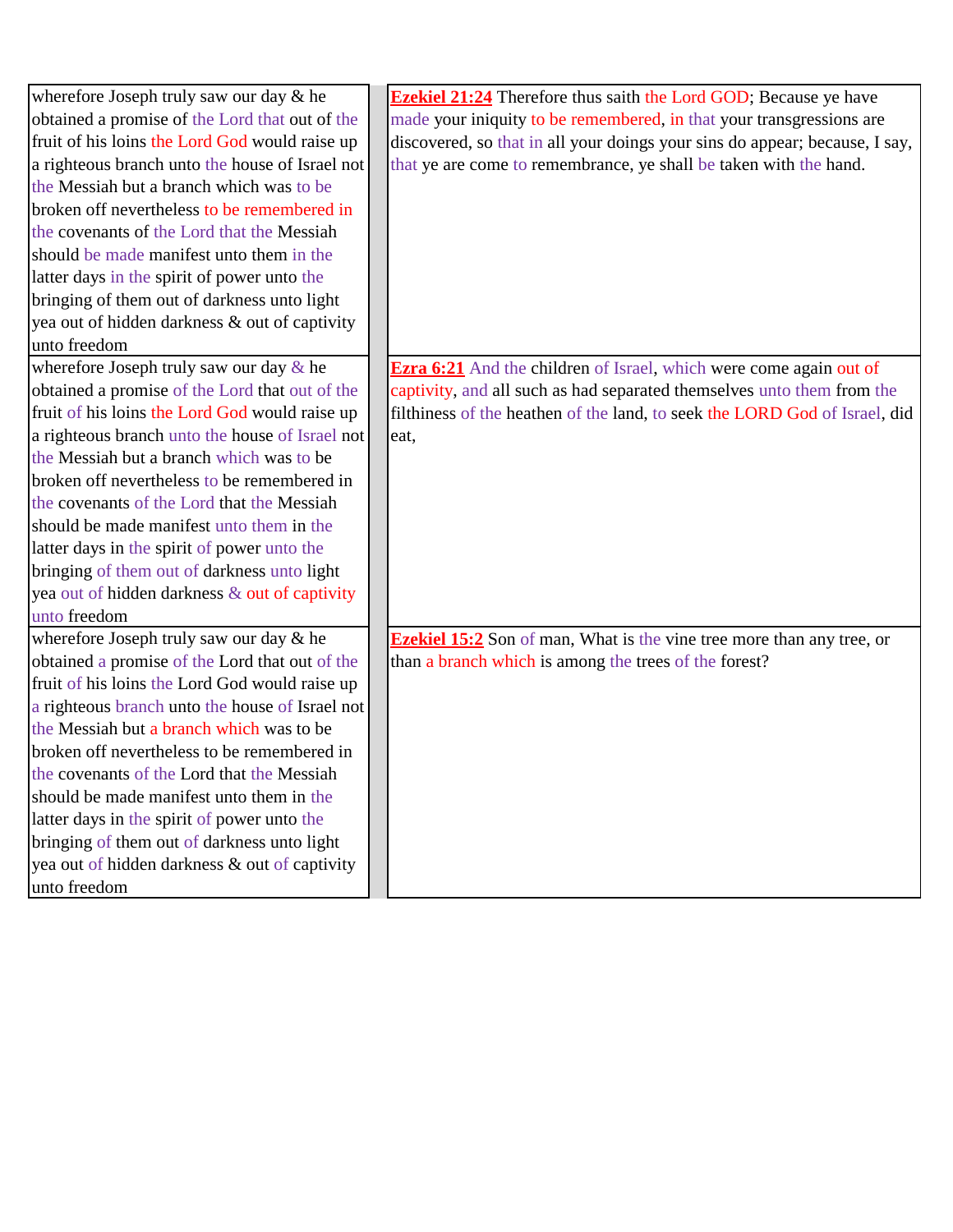| | |
|---|---|
| wherefore Joseph truly saw our day & he obtained a promise of the Lord that out of the fruit of his loins the Lord God would raise up a righteous branch unto the house of Israel not the Messiah but a branch which was to be broken off nevertheless to be remembered in the covenants of the Lord that the Messiah should be made manifest unto them in the latter days in the spirit of power unto the bringing of them out of darkness unto light yea out of hidden darkness & out of captivity unto freedom | **Ezekiel 21:24** Therefore thus saith the Lord GOD; Because ye have made your iniquity to be remembered, in that your transgressions are discovered, so that in all your doings your sins do appear; because, I say, that ye are come to remembrance, ye shall be taken with the hand. |
| wherefore Joseph truly saw our day & he obtained a promise of the Lord that out of the fruit of his loins the Lord God would raise up a righteous branch unto the house of Israel not the Messiah but a branch which was to be broken off nevertheless to be remembered in the covenants of the Lord that the Messiah should be made manifest unto them in the latter days in the spirit of power unto the bringing of them out of darkness unto light yea out of hidden darkness & out of captivity unto freedom | **Ezra 6:21** And the children of Israel, which were come again out of captivity, and all such as had separated themselves unto them from the filthiness of the heathen of the land, to seek the LORD God of Israel, did eat, |
| wherefore Joseph truly saw our day & he obtained a promise of the Lord that out of the fruit of his loins the Lord God would raise up a righteous branch unto the house of Israel not the Messiah but a branch which was to be broken off nevertheless to be remembered in the covenants of the Lord that the Messiah should be made manifest unto them in the latter days in the spirit of power unto the bringing of them out of darkness unto light yea out of hidden darkness & out of captivity unto freedom | **Ezekiel 15:2** Son of man, What is the vine tree more than any tree, or than a branch which is among the trees of the forest? |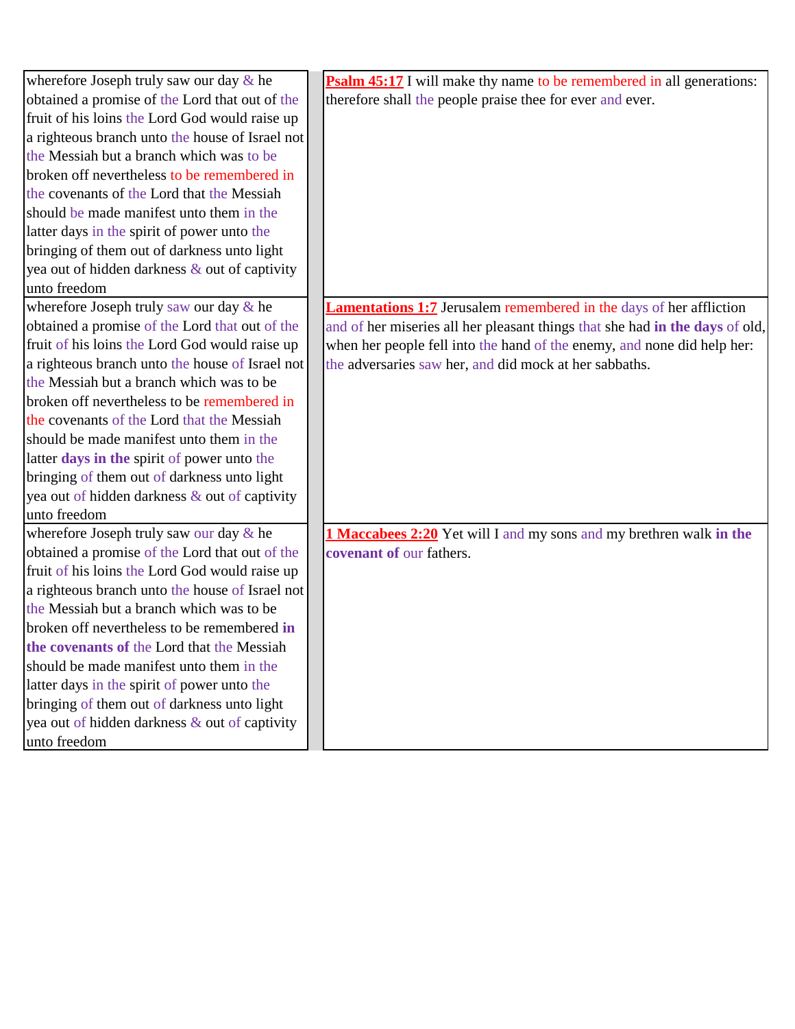| | |
|---|---|
| wherefore Joseph truly saw our day & he obtained a promise of the Lord that out of the fruit of his loins the Lord God would raise up a righteous branch unto the house of Israel not the Messiah but a branch which was to be broken off nevertheless to be remembered in the covenants of the Lord that the Messiah should be made manifest unto them in the latter days in the spirit of power unto the bringing of them out of darkness unto light yea out of hidden darkness & out of captivity unto freedom | **Psalm 45:17** I will make thy name to be remembered in all generations: therefore shall the people praise thee for ever and ever. |
| wherefore Joseph truly saw our day & he obtained a promise of the Lord that out of the fruit of his loins the Lord God would raise up a righteous branch unto the house of Israel not the Messiah but a branch which was to be broken off nevertheless to be remembered in the covenants of the Lord that the Messiah should be made manifest unto them in the latter **days in the** spirit of power unto the bringing of them out of darkness unto light yea out of hidden darkness & out of captivity unto freedom | **Lamentations 1:7** Jerusalem remembered in the days of her affliction and of her miseries all her pleasant things that she had **in the days** of old, when her people fell into the hand of the enemy, and none did help her: the adversaries saw her, and did mock at her sabbaths. |
| wherefore Joseph truly saw our day & he obtained a promise of the Lord that out of the fruit of his loins the Lord God would raise up a righteous branch unto the house of Israel not the Messiah but a branch which was to be broken off nevertheless to be remembered **in the covenants of** the Lord that the Messiah should be made manifest unto them in the latter days in the spirit of power unto the bringing of them out of darkness unto light yea out of hidden darkness & out of captivity unto freedom | **1 Maccabees 2:20** Yet will I and my sons and my brethren walk **in the covenant of** our fathers. |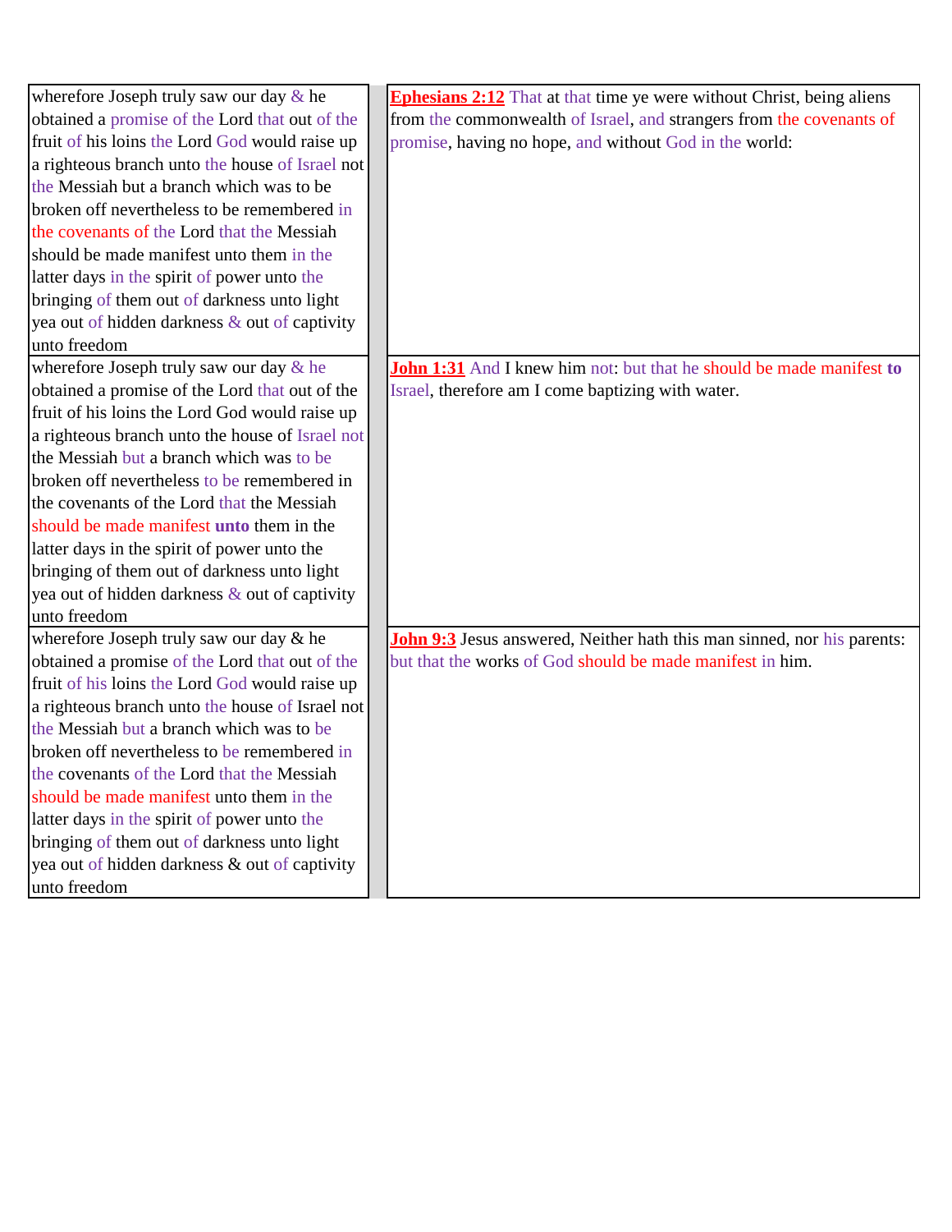| | | |
|---|---|---|
| wherefore Joseph truly saw our day & he obtained a promise of the Lord that out of the fruit of his loins the Lord God would raise up a righteous branch unto the house of Israel not the Messiah but a branch which was to be broken off nevertheless to be remembered in the covenants of the Lord that the Messiah should be made manifest unto them in the latter days in the spirit of power unto the bringing of them out of darkness unto light yea out of hidden darkness & out of captivity unto freedom | | **Ephesians 2:12** That at that time ye were without Christ, being aliens from the commonwealth of Israel, and strangers from the covenants of promise, having no hope, and without God in the world: |
| wherefore Joseph truly saw our day & he obtained a promise of the Lord that out of the fruit of his loins the Lord God would raise up a righteous branch unto the house of Israel not the Messiah but a branch which was to be broken off nevertheless to be remembered in the covenants of the Lord that the Messiah should be made manifest **unto** them in the latter days in the spirit of power unto the bringing of them out of darkness unto light yea out of hidden darkness & out of captivity unto freedom | | **John 1:31** And I knew him not: but that he should be made manifest **to** Israel, therefore am I come baptizing with water. |
| wherefore Joseph truly saw our day & he obtained a promise of the Lord that out of the fruit of his loins the Lord God would raise up a righteous branch unto the house of Israel not the Messiah but a branch which was to be broken off nevertheless to be remembered in the covenants of the Lord that the Messiah should be made manifest unto them in the latter days in the spirit of power unto the bringing of them out of darkness unto light yea out of hidden darkness & out of captivity unto freedom | | **John 9:3** Jesus answered, Neither hath this man sinned, nor his parents: but that the works of God should be made manifest in him. |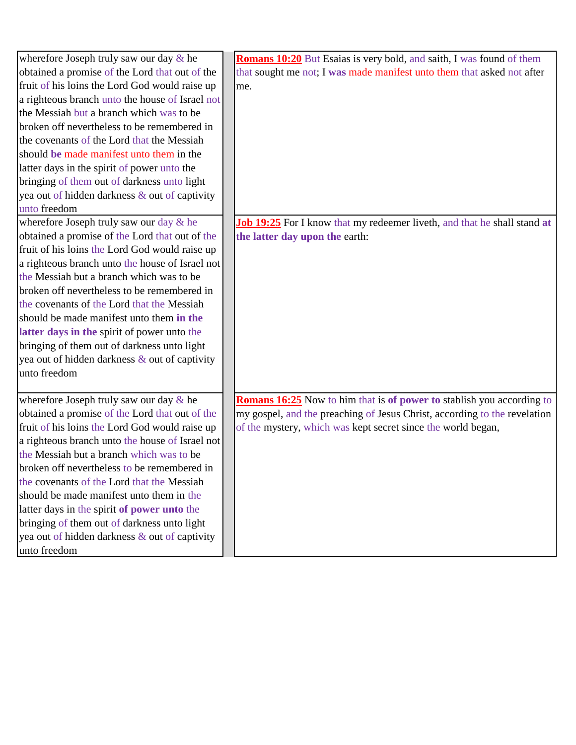| | |
|---|---|
| wherefore Joseph truly saw our day & he obtained a promise of the Lord that out of the fruit of his loins the Lord God would raise up a righteous branch unto the house of Israel not the Messiah but a branch which was to be broken off nevertheless to be remembered in the covenants of the Lord that the Messiah should **be** made manifest unto them in the latter days in the spirit of power unto the bringing of them out of darkness unto light yea out of hidden darkness & out of captivity unto freedom | **Romans 10:20** But Esaias is very bold, and saith, I was found of them that sought me not; I **was** made manifest unto them that asked not after me. |
| wherefore Joseph truly saw our day & he obtained a promise of the Lord that out of the fruit of his loins the Lord God would raise up a righteous branch unto the house of Israel not the Messiah but a branch which was to be broken off nevertheless to be remembered in the covenants of the Lord that the Messiah should be made manifest unto them **in the latter days in the** spirit of power unto the bringing of them out of darkness unto light yea out of hidden darkness & out of captivity unto freedom | **Job 19:25** For I know that my redeemer liveth, and that he shall stand **at the latter day upon the** earth: |
| wherefore Joseph truly saw our day & he obtained a promise of the Lord that out of the fruit of his loins the Lord God would raise up a righteous branch unto the house of Israel not the Messiah but a branch which was to be broken off nevertheless to be remembered in the covenants of the Lord that the Messiah should be made manifest unto them in the latter days in the spirit **of power unto** the bringing of them out of darkness unto light yea out of hidden darkness & out of captivity unto freedom | **Romans 16:25** Now to him that is **of power to** stablish you according to my gospel, and the preaching of Jesus Christ, according to the revelation of the mystery, which was kept secret since the world began, |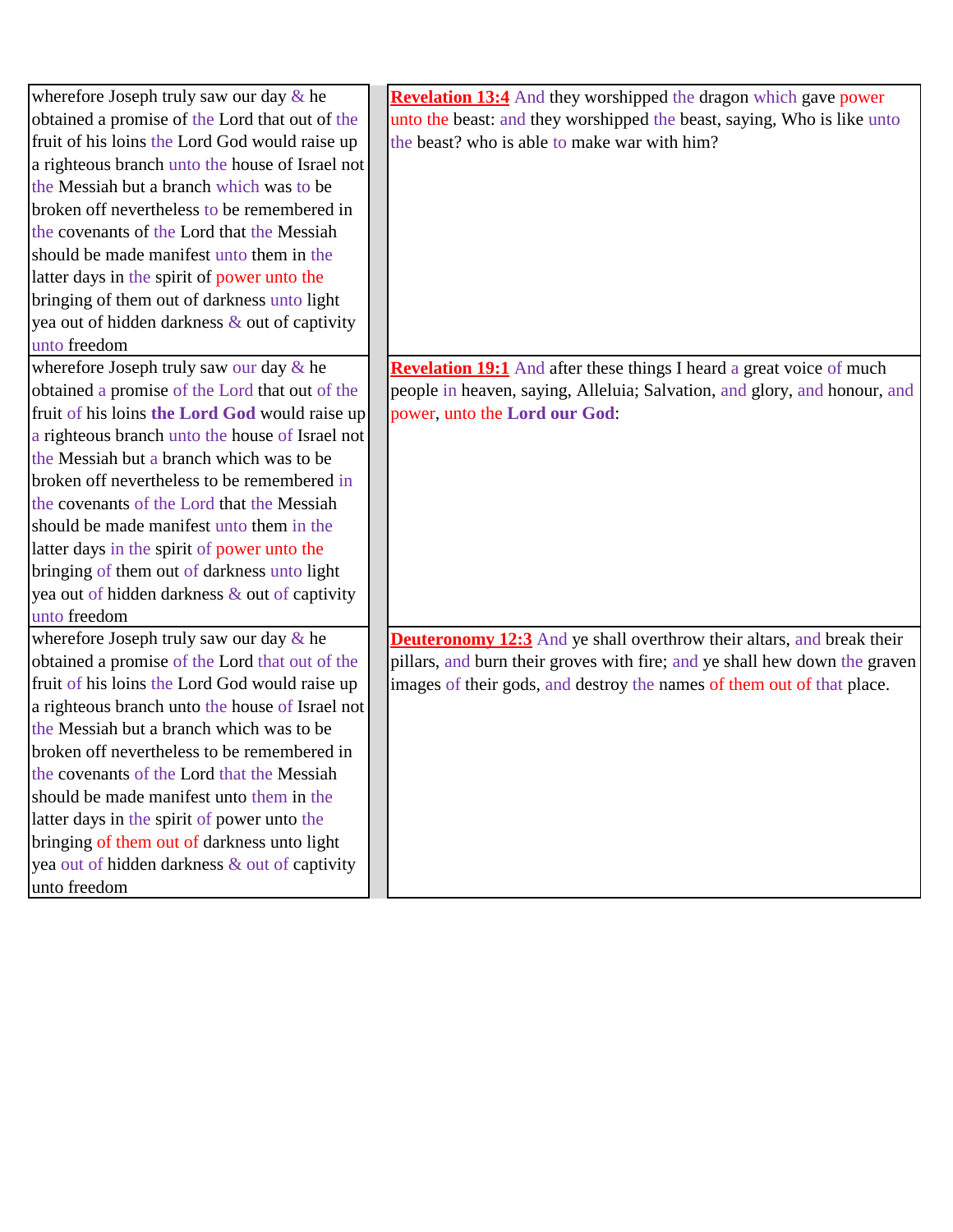| | |
|---|---|
| wherefore Joseph truly saw our day & he obtained a promise of the Lord that out of the fruit of his loins the Lord God would raise up a righteous branch unto the house of Israel not the Messiah but a branch which was to be broken off nevertheless to be remembered in the covenants of the Lord that the Messiah should be made manifest unto them in the latter days in the spirit of power unto the bringing of them out of darkness unto light yea out of hidden darkness & out of captivity unto freedom | **Revelation 13:4** And they worshipped the dragon which gave power unto the beast: and they worshipped the beast, saying, Who is like unto the beast? who is able to make war with him? |
| wherefore Joseph truly saw our day & he obtained a promise of the Lord that out of the fruit of his loins **the Lord God** would raise up a righteous branch unto the house of Israel not the Messiah but a branch which was to be broken off nevertheless to be remembered in the covenants of the Lord that the Messiah should be made manifest unto them in the latter days in the spirit of power unto the bringing of them out of darkness unto light yea out of hidden darkness & out of captivity unto freedom | **Revelation 19:1** And after these things I heard a great voice of much people in heaven, saying, Alleluia; Salvation, and glory, and honour, and power, unto the **Lord our God**: |
| wherefore Joseph truly saw our day & he obtained a promise of the Lord that out of the fruit of his loins the Lord God would raise up a righteous branch unto the house of Israel not the Messiah but a branch which was to be broken off nevertheless to be remembered in the covenants of the Lord that the Messiah should be made manifest unto them in the latter days in the spirit of power unto the bringing of them out of darkness unto light yea out of hidden darkness & out of captivity unto freedom | **Deuteronomy 12:3** And ye shall overthrow their altars, and break their pillars, and burn their groves with fire; and ye shall hew down the graven images of their gods, and destroy the names of them out of that place. |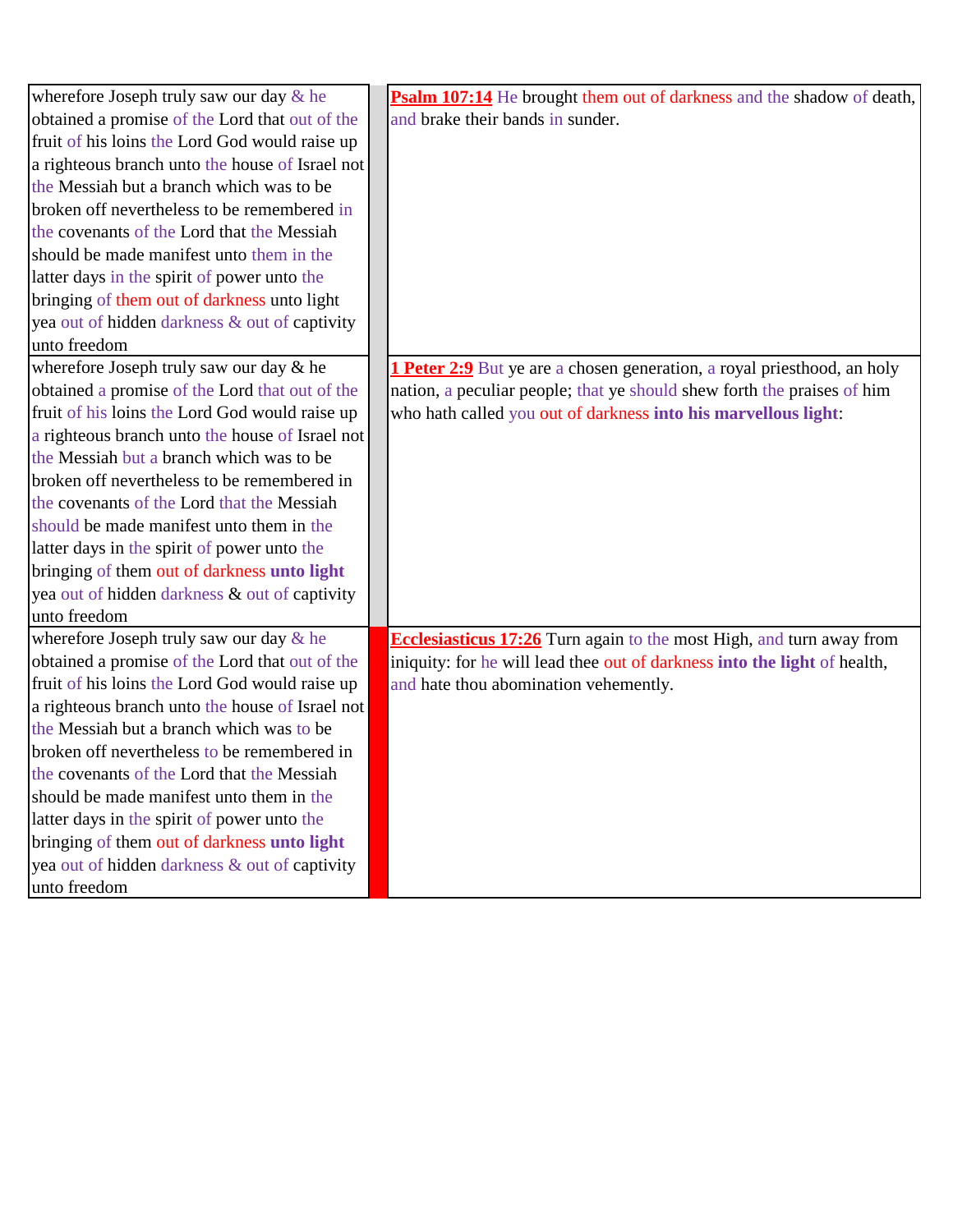| | | |
|---|---|---|
| wherefore Joseph truly saw our day & he obtained a promise of the Lord that out of the fruit of his loins the Lord God would raise up a righteous branch unto the house of Israel not the Messiah but a branch which was to be broken off nevertheless to be remembered in the covenants of the Lord that the Messiah should be made manifest unto them in the latter days in the spirit of power unto the bringing of them out of darkness unto light yea out of hidden darkness & out of captivity unto freedom | | **Psalm 107:14** He brought them out of darkness and the shadow of death, and brake their bands in sunder. |
| wherefore Joseph truly saw our day & he obtained a promise of the Lord that out of the fruit of his loins the Lord God would raise up a righteous branch unto the house of Israel not the Messiah but a branch which was to be broken off nevertheless to be remembered in the covenants of the Lord that the Messiah should be made manifest unto them in the latter days in the spirit of power unto the bringing of them out of darkness **unto light** yea out of hidden darkness & out of captivity unto freedom | | **1 Peter 2:9** But ye are a chosen generation, a royal priesthood, an holy nation, a peculiar people; that ye should shew forth the praises of him who hath called you out of darkness **into his marvellous light**: |
| wherefore Joseph truly saw our day & he obtained a promise of the Lord that out of the fruit of his loins the Lord God would raise up a righteous branch unto the house of Israel not the Messiah but a branch which was to be broken off nevertheless to be remembered in the covenants of the Lord that the Messiah should be made manifest unto them in the latter days in the spirit of power unto the bringing of them out of darkness **unto light** yea out of hidden darkness & out of captivity unto freedom | | **Ecclesiasticus 17:26** Turn again to the most High, and turn away from iniquity: for he will lead thee out of darkness **into the light** of health, and hate thou abomination vehemently. |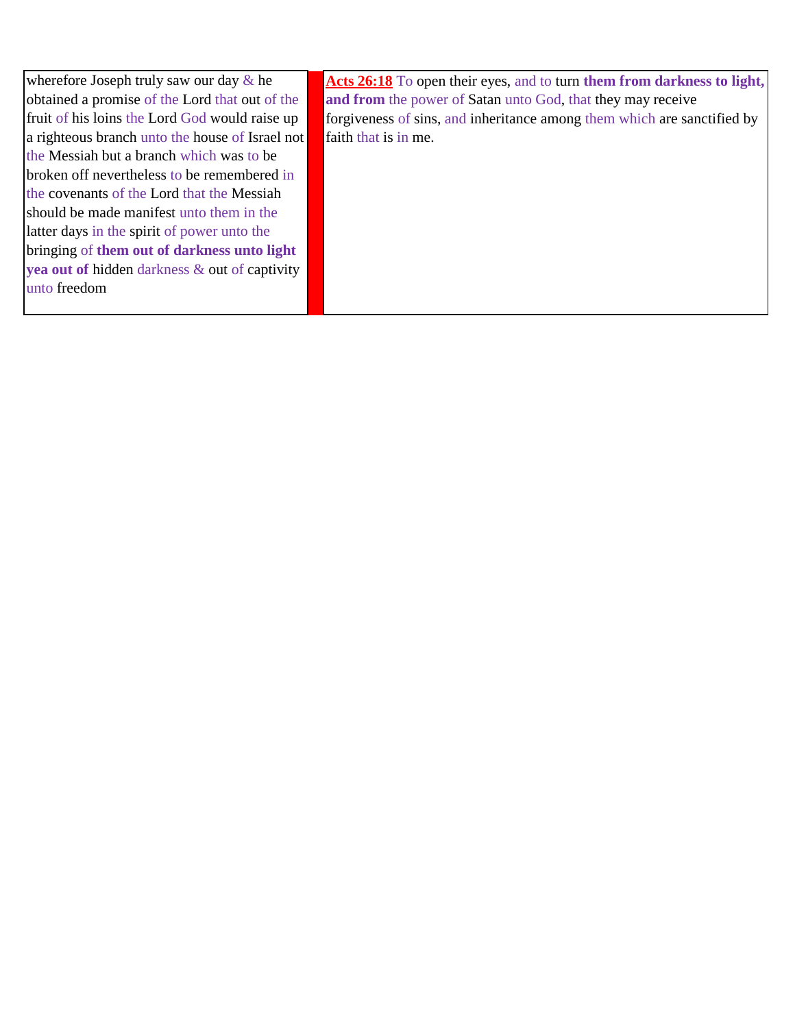| | |
|---|---|
| wherefore Joseph truly saw our day & he obtained a promise of the Lord that out of the fruit of his loins the Lord God would raise up a righteous branch unto the house of Israel not the Messiah but a branch which was to be broken off nevertheless to be remembered in the covenants of the Lord that the Messiah should be made manifest unto them in the latter days in the spirit of power unto the bringing of **them out of darkness unto light yea out of** hidden darkness & out of captivity unto freedom | **Acts 26:18** To open their eyes, and to turn **them from darkness to light, and from** the power of Satan unto God, that they may receive forgiveness of sins, and inheritance among them which are sanctified by faith that is in me. |